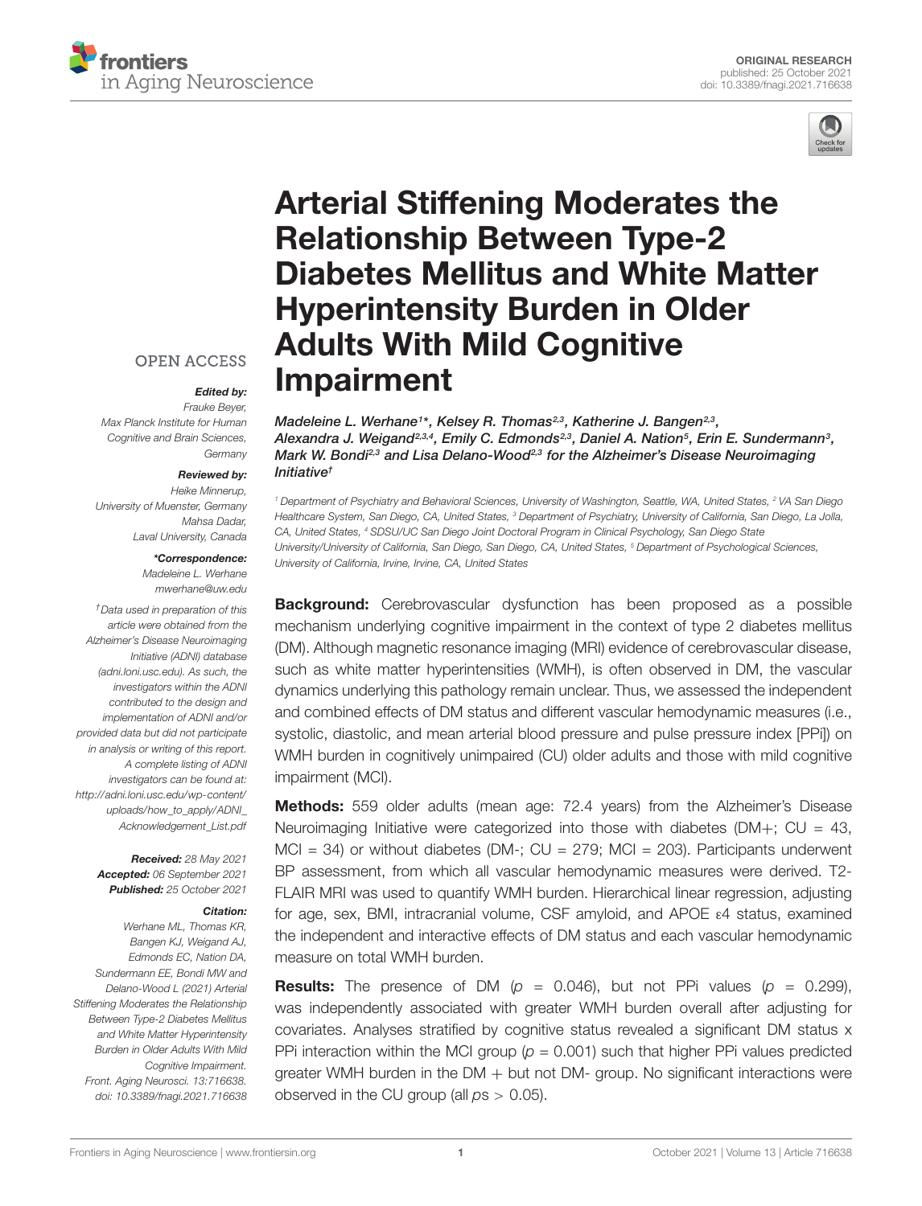ORIGINAL RESEARCH
published: 25 October 2021
doi: 10.3389/fnagi.2021.716638

# Arterial Stiffening Moderates the Relationship Between Type-2 Diabetes Mellitus and White Matter Hyperintensity Burden in Older Adults With Mild Cognitive Impairment

*Madeleine L. Werhane[1]\*, Kelsey R. Thomas[2,3], Katherine J. Bangen[2,3], Alexandra J. Weigand[2,3,4], Emily C. Edmonds[2,3], Daniel A. Nation[5], Erin E. Sundermann[3], Mark W. Bondi[2,3] and Lisa Delano-Wood[2,3] for the Alzheimer's Disease Neuroimaging Initiative†*

[1] Department of Psychiatry and Behavioral Sciences, University of Washington, Seattle, WA, United States, [2] VA San Diego Healthcare System, San Diego, CA, United States, [3] Department of Psychiatry, University of California, San Diego, La Jolla, CA, United States, [4] SDSU/UC San Diego Joint Doctoral Program in Clinical Psychology, San Diego State University/University of California, San Diego, San Diego, CA, United States, [5] Department of Psychological Sciences, University of California, Irvine, Irvine, CA, United States

OPEN ACCESS

***Edited by:***
*Frauke Beyer,*
*Max Planck Institute for Human Cognitive and Brain Sciences, Germany*

***Reviewed by:***
*Heike Minnerup,*
*University of Muenster, Germany*
*Mahsa Dadar,*
*Laval University, Canada*

***\*Correspondence:***
*Madeleine L. Werhane*
*mwerhane@uw.edu*

*†Data used in preparation of this article were obtained from the Alzheimer's Disease Neuroimaging Initiative (ADNI) database (adni.loni.usc.edu). As such, the investigators within the ADNI contributed to the design and implementation of ADNI and/or provided data but did not participate in analysis or writing of this report. A complete listing of ADNI investigators can be found at: http://adni.loni.usc.edu/wp-content/uploads/how_to_apply/ADNI_Acknowledgement_List.pdf*

***Received:*** *28 May 2021*
***Accepted:*** *06 September 2021*
***Published:*** *25 October 2021*

***Citation:***
*Werhane ML, Thomas KR, Bangen KJ, Weigand AJ, Edmonds EC, Nation DA, Sundermann EE, Bondi MW and Delano-Wood L (2021) Arterial Stiffening Moderates the Relationship Between Type-2 Diabetes Mellitus and White Matter Hyperintensity Burden in Older Adults With Mild Cognitive Impairment. Front. Aging Neurosci. 13:716638. doi: 10.3389/fnagi.2021.716638*

**Background:** Cerebrovascular dysfunction has been proposed as a possible mechanism underlying cognitive impairment in the context of type 2 diabetes mellitus (DM). Although magnetic resonance imaging (MRI) evidence of cerebrovascular disease, such as white matter hyperintensities (WMH), is often observed in DM, the vascular dynamics underlying this pathology remain unclear. Thus, we assessed the independent and combined effects of DM status and different vascular hemodynamic measures (i.e., systolic, diastolic, and mean arterial blood pressure and pulse pressure index [PPi]) on WMH burden in cognitively unimpaired (CU) older adults and those with mild cognitive impairment (MCI).

**Methods:** 559 older adults (mean age: 72.4 years) from the Alzheimer's Disease Neuroimaging Initiative were categorized into those with diabetes (DM+; CU = 43, MCI = 34) or without diabetes (DM-; CU = 279; MCI = 203). Participants underwent BP assessment, from which all vascular hemodynamic measures were derived. T2-FLAIR MRI was used to quantify WMH burden. Hierarchical linear regression, adjusting for age, sex, BMI, intracranial volume, CSF amyloid, and APOE ε4 status, examined the independent and interactive effects of DM status and each vascular hemodynamic measure on total WMH burden.

**Results:** The presence of DM ($p = 0.046$), but not PPi values ($p = 0.299$), was independently associated with greater WMH burden overall after adjusting for covariates. Analyses stratified by cognitive status revealed a significant DM status x PPi interaction within the MCI group ($p = 0.001$) such that higher PPi values predicted greater WMH burden in the DM + but not DM- group. No significant interactions were observed in the CU group (all $ps > 0.05$).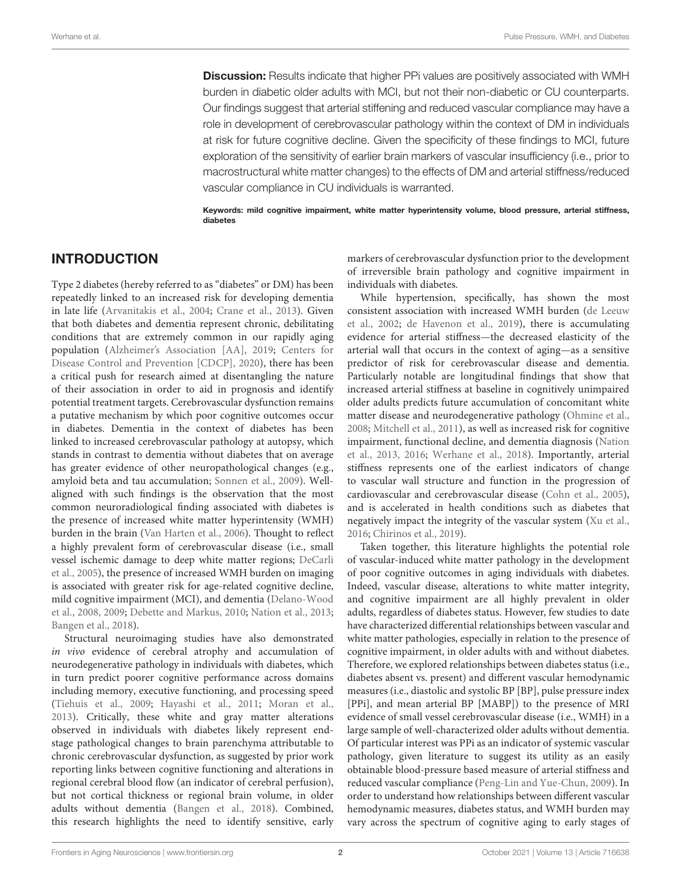**Discussion:** Results indicate that higher PPi values are positively associated with WMH burden in diabetic older adults with MCI, but not their non-diabetic or CU counterparts. Our findings suggest that arterial stiffening and reduced vascular compliance may have a role in development of cerebrovascular pathology within the context of DM in individuals at risk for future cognitive decline. Given the specificity of these findings to MCI, future exploration of the sensitivity of earlier brain markers of vascular insufficiency (i.e., prior to macrostructural white matter changes) to the effects of DM and arterial stiffness/reduced vascular compliance in CU individuals is warranted.

**Keywords: mild cognitive impairment, white matter hyperintensity volume, blood pressure, arterial stiffness, diabetes**

## INTRODUCTION

Type 2 diabetes (hereby referred to as "diabetes" or DM) has been repeatedly linked to an increased risk for developing dementia in late life (Arvanitakis et al., 2004; Crane et al., 2013). Given that both diabetes and dementia represent chronic, debilitating conditions that are extremely common in our rapidly aging population (Alzheimer's Association [AA], 2019; Centers for Disease Control and Prevention [CDCP], 2020), there has been a critical push for research aimed at disentangling the nature of their association in order to aid in prognosis and identify potential treatment targets. Cerebrovascular dysfunction remains a putative mechanism by which poor cognitive outcomes occur in diabetes. Dementia in the context of diabetes has been linked to increased cerebrovascular pathology at autopsy, which stands in contrast to dementia without diabetes that on average has greater evidence of other neuropathological changes (e.g., amyloid beta and tau accumulation; Sonnen et al., 2009). Well-aligned with such findings is the observation that the most common neuroradiological finding associated with diabetes is the presence of increased white matter hyperintensity (WMH) burden in the brain (Van Harten et al., 2006). Thought to reflect a highly prevalent form of cerebrovascular disease (i.e., small vessel ischemic damage to deep white matter regions; DeCarli et al., 2005), the presence of increased WMH burden on imaging is associated with greater risk for age-related cognitive decline, mild cognitive impairment (MCI), and dementia (Delano-Wood et al., 2008, 2009; Debette and Markus, 2010; Nation et al., 2013; Bangen et al., 2018).

Structural neuroimaging studies have also demonstrated *in vivo* evidence of cerebral atrophy and accumulation of neurodegenerative pathology in individuals with diabetes, which in turn predict poorer cognitive performance across domains including memory, executive functioning, and processing speed (Tiehuis et al., 2009; Hayashi et al., 2011; Moran et al., 2013). Critically, these white and gray matter alterations observed in individuals with diabetes likely represent end-stage pathological changes to brain parenchyma attributable to chronic cerebrovascular dysfunction, as suggested by prior work reporting links between cognitive functioning and alterations in regional cerebral blood flow (an indicator of cerebral perfusion), but not cortical thickness or regional brain volume, in older adults without dementia (Bangen et al., 2018). Combined, this research highlights the need to identify sensitive, early markers of cerebrovascular dysfunction prior to the development of irreversible brain pathology and cognitive impairment in individuals with diabetes.

While hypertension, specifically, has shown the most consistent association with increased WMH burden (de Leeuw et al., 2002; de Havenon et al., 2019), there is accumulating evidence for arterial stiffness—the decreased elasticity of the arterial wall that occurs in the context of aging—as a sensitive predictor of risk for cerebrovascular disease and dementia. Particularly notable are longitudinal findings that show that increased arterial stiffness at baseline in cognitively unimpaired older adults predicts future accumulation of concomitant white matter disease and neurodegenerative pathology (Ohmine et al., 2008; Mitchell et al., 2011), as well as increased risk for cognitive impairment, functional decline, and dementia diagnosis (Nation et al., 2013, 2016; Werhane et al., 2018). Importantly, arterial stiffness represents one of the earliest indicators of change to vascular wall structure and function in the progression of cardiovascular and cerebrovascular disease (Cohn et al., 2005), and is accelerated in health conditions such as diabetes that negatively impact the integrity of the vascular system (Xu et al., 2016; Chirinos et al., 2019).

Taken together, this literature highlights the potential role of vascular-induced white matter pathology in the development of poor cognitive outcomes in aging individuals with diabetes. Indeed, vascular disease, alterations to white matter integrity, and cognitive impairment are all highly prevalent in older adults, regardless of diabetes status. However, few studies to date have characterized differential relationships between vascular and white matter pathologies, especially in relation to the presence of cognitive impairment, in older adults with and without diabetes. Therefore, we explored relationships between diabetes status (i.e., diabetes absent vs. present) and different vascular hemodynamic measures (i.e., diastolic and systolic BP [BP], pulse pressure index [PPi], and mean arterial BP [MABP]) to the presence of MRI evidence of small vessel cerebrovascular disease (i.e., WMH) in a large sample of well-characterized older adults without dementia. Of particular interest was PPi as an indicator of systemic vascular pathology, given literature to suggest its utility as an easily obtainable blood-pressure based measure of arterial stiffness and reduced vascular compliance (Peng-Lin and Yue-Chun, 2009). In order to understand how relationships between different vascular hemodynamic measures, diabetes status, and WMH burden may vary across the spectrum of cognitive aging to early stages of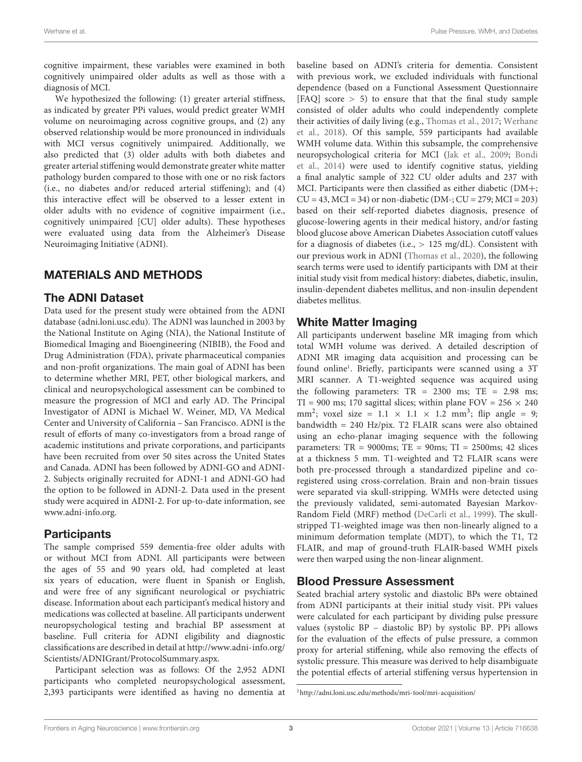cognitive impairment, these variables were examined in both cognitively unimpaired older adults as well as those with a diagnosis of MCI.

We hypothesized the following: (1) greater arterial stiffness, as indicated by greater PPi values, would predict greater WMH volume on neuroimaging across cognitive groups, and (2) any observed relationship would be more pronounced in individuals with MCI versus cognitively unimpaired. Additionally, we also predicted that (3) older adults with both diabetes and greater arterial stiffening would demonstrate greater white matter pathology burden compared to those with one or no risk factors (i.e., no diabetes and/or reduced arterial stiffening); and (4) this interactive effect will be observed to a lesser extent in older adults with no evidence of cognitive impairment (i.e., cognitively unimpaired [CU] older adults). These hypotheses were evaluated using data from the Alzheimer's Disease Neuroimaging Initiative (ADNI).

## MATERIALS AND METHODS

### The ADNI Dataset

Data used for the present study were obtained from the ADNI database (adni.loni.usc.edu). The ADNI was launched in 2003 by the National Institute on Aging (NIA), the National Institute of Biomedical Imaging and Bioengineering (NIBIB), the Food and Drug Administration (FDA), private pharmaceutical companies and non-profit organizations. The main goal of ADNI has been to determine whether MRI, PET, other biological markers, and clinical and neuropsychological assessment can be combined to measure the progression of MCI and early AD. The Principal Investigator of ADNI is Michael W. Weiner, MD, VA Medical Center and University of California – San Francisco. ADNI is the result of efforts of many co-investigators from a broad range of academic institutions and private corporations, and participants have been recruited from over 50 sites across the United States and Canada. ADNI has been followed by ADNI-GO and ADNI-2. Subjects originally recruited for ADNI-1 and ADNI-GO had the option to be followed in ADNI-2. Data used in the present study were acquired in ADNI-2. For up-to-date information, see www.adni-info.org.

### Participants

The sample comprised 559 dementia-free older adults with or without MCI from ADNI. All participants were between the ages of 55 and 90 years old, had completed at least six years of education, were fluent in Spanish or English, and were free of any significant neurological or psychiatric disease. Information about each participant's medical history and medications was collected at baseline. All participants underwent neuropsychological testing and brachial BP assessment at baseline. Full criteria for ADNI eligibility and diagnostic classifications are described in detail at http://www.adni-info.org/Scientists/ADNIGrant/ProtocolSummary.aspx.

Participant selection was as follows: Of the 2,952 ADNI participants who completed neuropsychological assessment, 2,393 participants were identified as having no dementia at baseline based on ADNI's criteria for dementia. Consistent with previous work, we excluded individuals with functional dependence (based on a Functional Assessment Questionnaire [FAQ] score > 5) to ensure that that the final study sample consisted of older adults who could independently complete their activities of daily living (e.g., Thomas et al., 2017; Werhane et al., 2018). Of this sample, 559 participants had available WMH volume data. Within this subsample, the comprehensive neuropsychological criteria for MCI (Jak et al., 2009; Bondi et al., 2014) were used to identify cognitive status, yielding a final analytic sample of 322 CU older adults and 237 with MCI. Participants were then classified as either diabetic (DM+; CU = 43, MCI = 34) or non-diabetic (DM-; CU = 279; MCI = 203) based on their self-reported diabetes diagnosis, presence of glucose-lowering agents in their medical history, and/or fasting blood glucose above American Diabetes Association cutoff values for a diagnosis of diabetes (i.e., > 125 mg/dL). Consistent with our previous work in ADNI (Thomas et al., 2020), the following search terms were used to identify participants with DM at their initial study visit from medical history: diabetes, diabetic, insulin, insulin-dependent diabetes mellitus, and non-insulin dependent diabetes mellitus.

### White Matter Imaging

All participants underwent baseline MR imaging from which total WMH volume was derived. A detailed description of ADNI MR imaging data acquisition and processing can be found online[1]. Briefly, participants were scanned using a 3T MRI scanner. A T1-weighted sequence was acquired using the following parameters: TR = 2300 ms; TE = 2.98 ms; TI = 900 ms; 170 sagittal slices; within plane FOV = 256 × 240 mm$^2$; voxel size = 1.1 × 1.1 × 1.2 mm$^3$; flip angle = 9; bandwidth = 240 Hz/pix. T2 FLAIR scans were also obtained using an echo-planar imaging sequence with the following parameters: TR = 9000ms; TE = 90ms; TI = 2500ms; 42 slices at a thickness 5 mm. T1-weighted and T2 FLAIR scans were both pre-processed through a standardized pipeline and co-registered using cross-correlation. Brain and non-brain tissues were separated via skull-stripping. WMHs were detected using the previously validated, semi-automated Bayesian Markov-Random Field (MRF) method (DeCarli et al., 1999). The skull-stripped T1-weighted image was then non-linearly aligned to a minimum deformation template (MDT), to which the T1, T2 FLAIR, and map of ground-truth FLAIR-based WMH pixels were then warped using the non-linear alignment.

### Blood Pressure Assessment

Seated brachial artery systolic and diastolic BPs were obtained from ADNI participants at their initial study visit. PPi values were calculated for each participant by dividing pulse pressure values (systolic BP – diastolic BP) by systolic BP. PPi allows for the evaluation of the effects of pulse pressure, a common proxy for arterial stiffening, while also removing the effects of systolic pressure. This measure was derived to help disambiguate the potential effects of arterial stiffening versus hypertension in

[1] http://adni.loni.usc.edu/methods/mri-tool/mri-acquisition/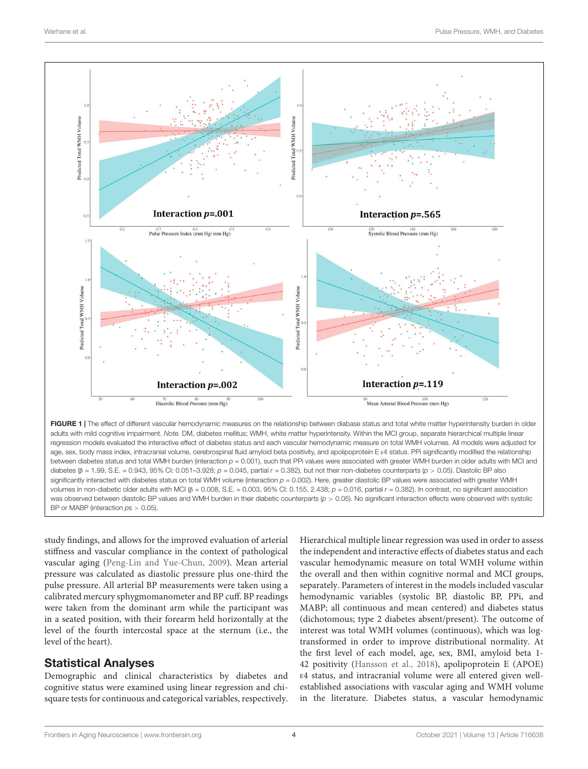FIGURE 1 | The effect of different vascular hemodynamic measures on the relationship between diabase status and total white matter hyperintensity burden in older adults with mild cognitive impairment. *Note.* DM, diabetes mellitus; WMH, white matter hyperintensity. Within the MCI group, separate hierarchical multiple linear regression models evaluated the interactive effect of diabetes status and each vascular hemodynamic measure on total WMH volumes. All models were adjusted for age, sex, body mass index, intracranial volume, cerebrospinal fluid amyloid beta positivity, and apolipoprotein E ε4 status. PPi significantly modified the relationship between diabetes status and total WMH burden (interaction $p = 0.001$), such that PPi values were associated with greater WMH burden in older adults with MCI and diabetes ($\beta = 1.99$, S.E. = 0.943, 95% CI: 0.051–3.928; $p = 0.045$, partial $r = 0.382$), but not their non-diabetes counterparts ($p > 0.05$). Diastolic BP also significantly interacted with diabetes status on total WMH volume (interaction $p = 0.002$). Here, greater diastolic BP values were associated with greater WMH volumes in non-diabetic older adults with MCI ($\beta = 0.008$, S.E. = 0.003, 95% CI: 0.155, 2.438; $p = 0.016$, partial $r = 0.382$). In contrast, no significant association was observed between diastolic BP values and WMH burden in their diabetic counterparts ($p > 0.05$). No significant interaction effects were observed with systolic BP or MABP (interaction $ps > 0.05$).

study findings, and allows for the improved evaluation of arterial stiffness and vascular compliance in the context of pathological vascular aging (Peng-Lin and Yue-Chun, 2009). Mean arterial pressure was calculated as diastolic pressure plus one-third the pulse pressure. All arterial BP measurements were taken using a calibrated mercury sphygmomanometer and BP cuff. BP readings were taken from the dominant arm while the participant was in a seated position, with their forearm held horizontally at the level of the fourth intercostal space at the sternum (i.e., the level of the heart).

## Statistical Analyses

Demographic and clinical characteristics by diabetes and cognitive status were examined using linear regression and chi-square tests for continuous and categorical variables, respectively. Hierarchical multiple linear regression was used in order to assess the independent and interactive effects of diabetes status and each vascular hemodynamic measure on total WMH volume within the overall and then within cognitive normal and MCI groups, separately. Parameters of interest in the models included vascular hemodynamic variables (systolic BP, diastolic BP, PPi, and MABP; all continuous and mean centered) and diabetes status (dichotomous; type 2 diabetes absent/present). The outcome of interest was total WMH volumes (continuous), which was log-transformed in order to improve distributional normality. At the first level of each model, age, sex, BMI, amyloid beta 1-42 positivity (Hansson et al., 2018), apolipoprotein E (APOE) ε4 status, and intracranial volume were all entered given well-established associations with vascular aging and WMH volume in the literature. Diabetes status, a vascular hemodynamic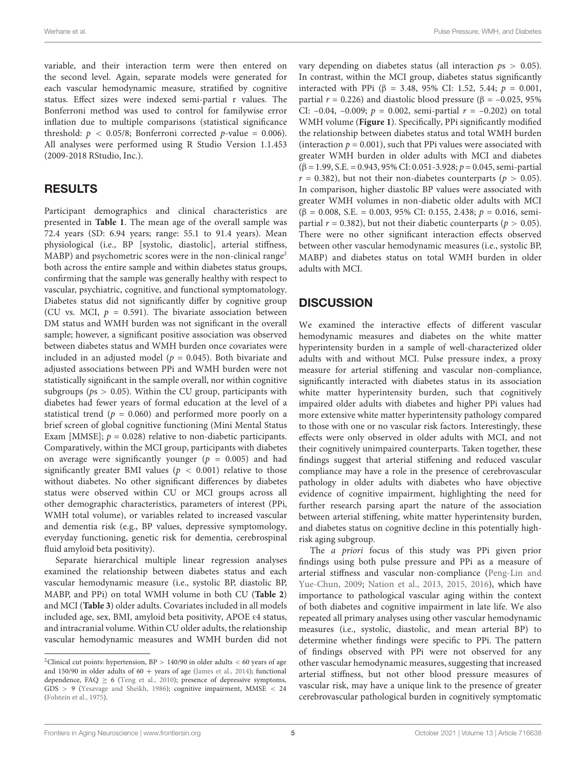variable, and their interaction term were then entered on the second level. Again, separate models were generated for each vascular hemodynamic measure, stratified by cognitive status. Effect sizes were indexed semi-partial r values. The Bonferroni method was used to control for familywise error inflation due to multiple comparisons (statistical significance threshold: $p < 0.05/8$; Bonferroni corrected $p$-value = 0.006). All analyses were performed using R Studio Version 1.1.453 (2009-2018 RStudio, Inc.).

## RESULTS

Participant demographics and clinical characteristics are presented in **Table 1**. The mean age of the overall sample was 72.4 years (SD: 6.94 years; range: 55.1 to 91.4 years). Mean physiological (i.e., BP [systolic, diastolic], arterial stiffness, MABP) and psychometric scores were in the non-clinical range[2] both across the entire sample and within diabetes status groups, confirming that the sample was generally healthy with respect to vascular, psychiatric, cognitive, and functional symptomatology. Diabetes status did not significantly differ by cognitive group (CU vs. MCI, $p = 0.591$). The bivariate association between DM status and WMH burden was not significant in the overall sample; however, a significant positive association was observed between diabetes status and WMH burden once covariates were included in an adjusted model ($p = 0.045$). Both bivariate and adjusted associations between PPi and WMH burden were not statistically significant in the sample overall, nor within cognitive subgroups ($p$s > 0.05). Within the CU group, participants with diabetes had fewer years of formal education at the level of a statistical trend ($p = 0.060$) and performed more poorly on a brief screen of global cognitive functioning (Mini Mental Status Exam [MMSE]; $p = 0.028$) relative to non-diabetic participants. Comparatively, within the MCI group, participants with diabetes on average were significantly younger ($p = 0.005$) and had significantly greater BMI values ($p < 0.001$) relative to those without diabetes. No other significant differences by diabetes status were observed within CU or MCI groups across all other demographic characteristics, parameters of interest (PPi, WMH total volume), or variables related to increased vascular and dementia risk (e.g., BP values, depressive symptomology, everyday functioning, genetic risk for dementia, cerebrospinal fluid amyloid beta positivity).

Separate hierarchical multiple linear regression analyses examined the relationship between diabetes status and each vascular hemodynamic measure (i.e., systolic BP, diastolic BP, MABP, and PPi) on total WMH volume in both CU (**Table 2**) and MCI (**Table 3**) older adults. Covariates included in all models included age, sex, BMI, amyloid beta positivity, APOE ε4 status, and intracranial volume. Within CU older adults, the relationship vascular hemodynamic measures and WMH burden did not vary depending on diabetes status (all interaction $p$s > 0.05). In contrast, within the MCI group, diabetes status significantly interacted with PPi ($\beta$ = 3.48, 95% CI: 1.52, 5.44; $p = 0.001$, partial $r = 0.226$) and diastolic blood pressure ($\beta$ = –0.025, 95% CI: –0.04, –0.009; $p = 0.002$, semi-partial $r = -0.202$) on total WMH volume (**Figure 1**). Specifically, PPi significantly modified the relationship between diabetes status and total WMH burden (interaction $p = 0.001$), such that PPi values were associated with greater WMH burden in older adults with MCI and diabetes ($\beta$ = 1.99, S.E. = 0.943, 95% CI: 0.051-3.928; $p = 0.045$, semi-partial $r = 0.382$), but not their non-diabetes counterparts ($p > 0.05$). In comparison, higher diastolic BP values were associated with greater WMH volumes in non-diabetic older adults with MCI ($\beta$ = 0.008, S.E. = 0.003, 95% CI: 0.155, 2.438; $p = 0.016$, semi-partial $r = 0.382$), but not their diabetic counterparts ($p > 0.05$). There were no other significant interaction effects observed between other vascular hemodynamic measures (i.e., systolic BP, MABP) and diabetes status on total WMH burden in older adults with MCI.

## DISCUSSION

We examined the interactive effects of different vascular hemodynamic measures and diabetes on the white matter hyperintensity burden in a sample of well-characterized older adults with and without MCI. Pulse pressure index, a proxy measure for arterial stiffening and vascular non-compliance, significantly interacted with diabetes status in its association white matter hyperintensity burden, such that cognitively impaired older adults with diabetes and higher PPi values had more extensive white matter hyperintensity pathology compared to those with one or no vascular risk factors. Interestingly, these effects were only observed in older adults with MCI, and not their cognitively unimpaired counterparts. Taken together, these findings suggest that arterial stiffening and reduced vascular compliance may have a role in the presence of cerebrovascular pathology in older adults with diabetes who have objective evidence of cognitive impairment, highlighting the need for further research parsing apart the nature of the association between arterial stiffening, white matter hyperintensity burden, and diabetes status on cognitive decline in this potentially high-risk aging subgroup.

The *a priori* focus of this study was PPi given prior findings using both pulse pressure and PPi as a measure of arterial stiffness and vascular non-compliance (Peng-Lin and Yue-Chun, 2009; Nation et al., 2013, 2015, 2016), which have importance to pathological vascular aging within the context of both diabetes and cognitive impairment in late life. We also repeated all primary analyses using other vascular hemodynamic measures (i.e., systolic, diastolic, and mean arterial BP) to determine whether findings were specific to PPi. The pattern of findings observed with PPi were not observed for any other vascular hemodynamic measures, suggesting that increased arterial stiffness, but not other blood pressure measures of vascular risk, may have a unique link to the presence of greater cerebrovascular pathological burden in cognitively symptomatic

[2]Clinical cut points: hypertension, BP > 140/90 in older adults < 60 years of age and 150/90 in older adults of 60 + years of age (James et al., 2014); functional dependence, FAQ ≥ 6 (Teng et al., 2010); presence of depressive symptoms, GDS > 9 (Yesavage and Sheikh, 1986); cognitive impairment, MMSE < 24 (Folstein et al., 1975).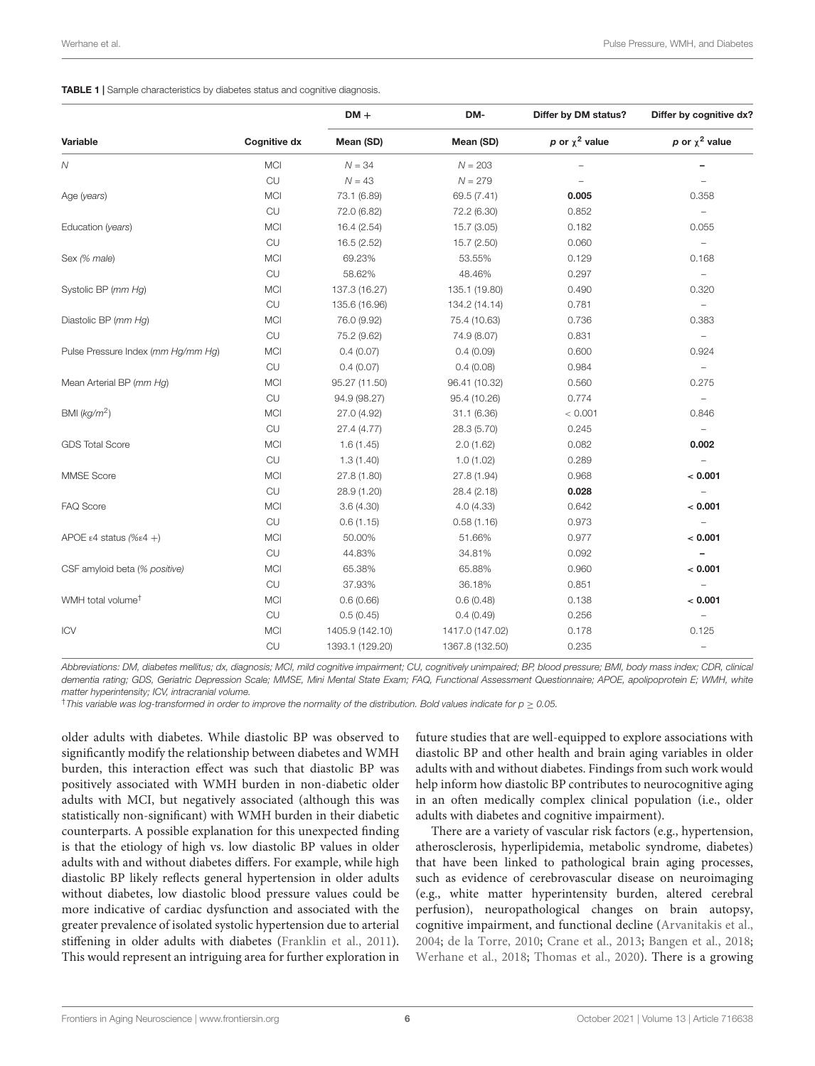**TABLE 1 |** Sample characteristics by diabetes status and cognitive diagnosis.

| Variable | Cognitive dx | DM + | DM- | Differ by DM status? | Differ by cognitive dx? |
|---|---|---|---|---|---|
| | | Mean (SD) | Mean (SD) | *p* or $\chi^2$ value | *p* or $\chi^2$ value |
| *N* | MCI | *N* = 34 | *N* = 203 | – | – |
| | CU | *N* = 43 | *N* = 279 | – | – |
| Age (*years*) | MCI | 73.1 (6.89) | 69.5 (7.41) | **0.005** | 0.358 |
| | CU | 72.0 (6.82) | 72.2 (6.30) | 0.852 | – |
| Education (*years*) | MCI | 16.4 (2.54) | 15.7 (3.05) | 0.182 | 0.055 |
| | CU | 16.5 (2.52) | 15.7 (2.50) | 0.060 | – |
| Sex *(% male)* | MCI | 69.23% | 53.55% | 0.129 | 0.168 |
| | CU | 58.62% | 48.46% | 0.297 | – |
| Systolic BP (*mm Hg*) | MCI | 137.3 (16.27) | 135.1 (19.80) | 0.490 | 0.320 |
| | CU | 135.6 (16.96) | 134.2 (14.14) | 0.781 | – |
| Diastolic BP (*mm Hg*) | MCI | 76.0 (9.92) | 75.4 (10.63) | 0.736 | 0.383 |
| | CU | 75.2 (9.62) | 74.9 (8.07) | 0.831 | – |
| Pulse Pressure Index (*mm Hg/mm Hg*) | MCI | 0.4 (0.07) | 0.4 (0.09) | 0.600 | 0.924 |
| | CU | 0.4 (0.07) | 0.4 (0.08) | 0.984 | – |
| Mean Arterial BP (*mm Hg*) | MCI | 95.27 (11.50) | 96.41 (10.32) | 0.560 | 0.275 |
| | CU | 94.9 (98.27) | 95.4 (10.26) | 0.774 | – |
| BMI (*kg/m*$^2$) | MCI | 27.0 (4.92) | 31.1 (6.36) | < 0.001 | 0.846 |
| | CU | 27.4 (4.77) | 28.3 (5.70) | 0.245 | – |
| GDS Total Score | MCI | 1.6 (1.45) | 2.0 (1.62) | 0.082 | **0.002** |
| | CU | 1.3 (1.40) | 1.0 (1.02) | 0.289 | – |
| MMSE Score | MCI | 27.8 (1.80) | 27.8 (1.94) | 0.968 | **< 0.001** |
| | CU | 28.9 (1.20) | 28.4 (2.18) | **0.028** | – |
| FAQ Score | MCI | 3.6 (4.30) | 4.0 (4.33) | 0.642 | **< 0.001** |
| | CU | 0.6 (1.15) | 0.58 (1.16) | 0.973 | – |
| APOE ε4 status (%ε4 +) | MCI | 50.00% | 51.66% | 0.977 | **< 0.001** |
| | CU | 44.83% | 34.81% | 0.092 | – |
| CSF amyloid beta (*% positive*) | MCI | 65.38% | 65.88% | 0.960 | **< 0.001** |
| | CU | 37.93% | 36.18% | 0.851 | – |
| WMH total volume† | MCI | 0.6 (0.66) | 0.6 (0.48) | 0.138 | **< 0.001** |
| | CU | 0.5 (0.45) | 0.4 (0.49) | 0.256 | – |
| ICV | MCI | 1405.9 (142.10) | 1417.0 (147.02) | 0.178 | 0.125 |
| | CU | 1393.1 (129.20) | 1367.8 (132.50) | 0.235 | – |

*Abbreviations: DM, diabetes mellitus; dx, diagnosis; MCI, mild cognitive impairment; CU, cognitively unimpaired; BP, blood pressure; BMI, body mass index; CDR, clinical dementia rating; GDS, Geriatric Depression Scale; MMSE, Mini Mental State Exam; FAQ, Functional Assessment Questionnaire; APOE, apolipoprotein E; WMH, white matter hyperintensity; ICV, intracranial volume.*

†*This variable was log-transformed in order to improve the normality of the distribution. Bold values indicate for p ≥ 0.05.*

older adults with diabetes. While diastolic BP was observed to significantly modify the relationship between diabetes and WMH burden, this interaction effect was such that diastolic BP was positively associated with WMH burden in non-diabetic older adults with MCI, but negatively associated (although this was statistically non-significant) with WMH burden in their diabetic counterparts. A possible explanation for this unexpected finding is that the etiology of high vs. low diastolic BP values in older adults with and without diabetes differs. For example, while high diastolic BP likely reflects general hypertension in older adults without diabetes, low diastolic blood pressure values could be more indicative of cardiac dysfunction and associated with the greater prevalence of isolated systolic hypertension due to arterial stiffening in older adults with diabetes (Franklin et al., 2011). This would represent an intriguing area for further exploration in future studies that are well-equipped to explore associations with diastolic BP and other health and brain aging variables in older adults with and without diabetes. Findings from such work would help inform how diastolic BP contributes to neurocognitive aging in an often medically complex clinical population (i.e., older adults with diabetes and cognitive impairment).

There are a variety of vascular risk factors (e.g., hypertension, atherosclerosis, hyperlipidemia, metabolic syndrome, diabetes) that have been linked to pathological brain aging processes, such as evidence of cerebrovascular disease on neuroimaging (e.g., white matter hyperintensity burden, altered cerebral perfusion), neuropathological changes on brain autopsy, cognitive impairment, and functional decline (Arvanitakis et al., 2004; de la Torre, 2010; Crane et al., 2013; Bangen et al., 2018; Werhane et al., 2018; Thomas et al., 2020). There is a growing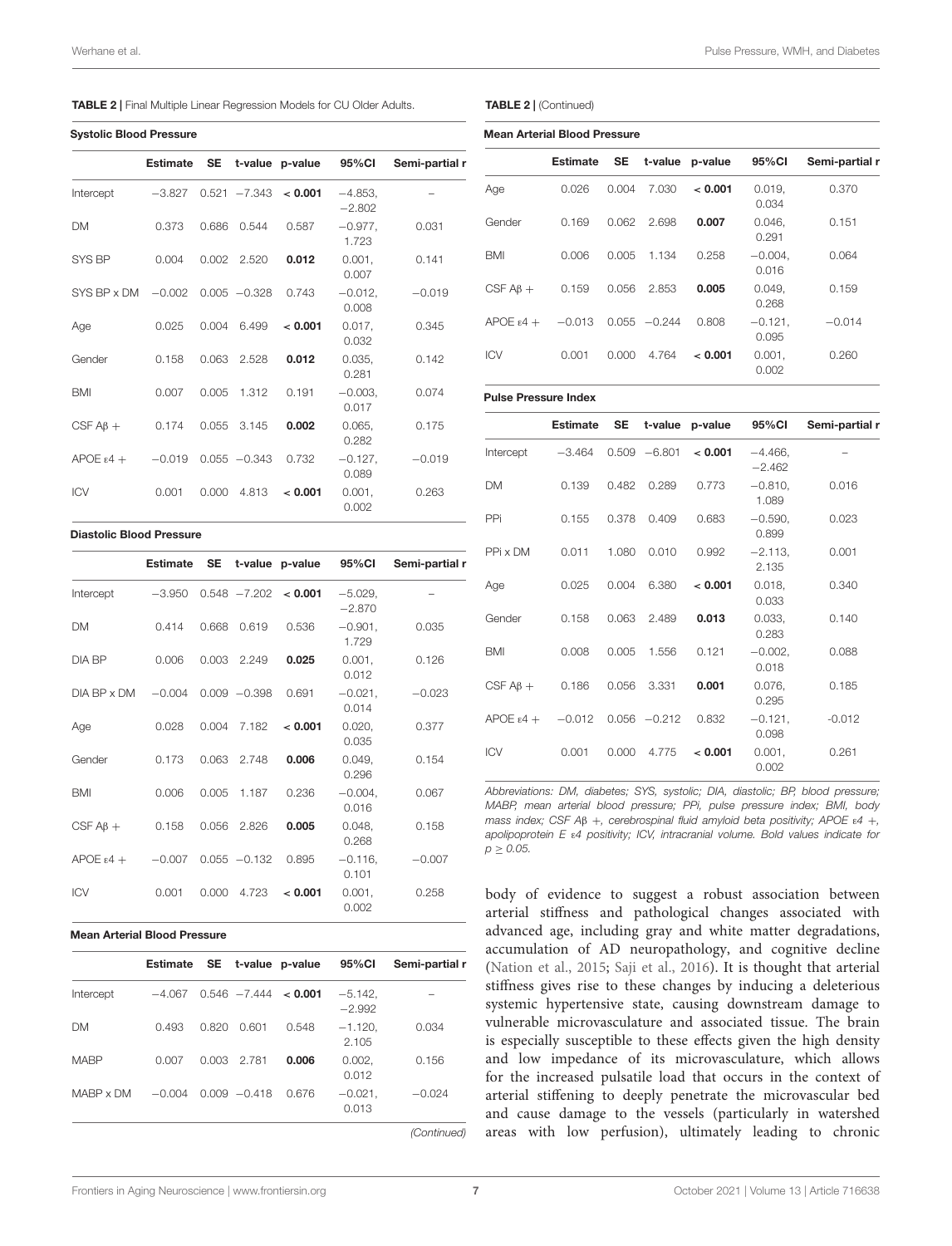**TABLE 2 |** Final Multiple Linear Regression Models for CU Older Adults.

**Systolic Blood Pressure**

| | Estimate | SE | t-value | p-value | 95%CI | Semi-partial r |
|---|---|---|---|---|---|---|
| Intercept | −3.827 | 0.521 | −7.343 | **< 0.001** | −4.853, −2.802 | – |
| DM | 0.373 | 0.686 | 0.544 | 0.587 | −0.977, 1.723 | 0.031 |
| SYS BP | 0.004 | 0.002 | 2.520 | **0.012** | 0.001, 0.007 | 0.141 |
| SYS BP x DM | −0.002 | 0.005 | −0.328 | 0.743 | −0.012, 0.008 | −0.019 |
| Age | 0.025 | 0.004 | 6.499 | **< 0.001** | 0.017, 0.032 | 0.345 |
| Gender | 0.158 | 0.063 | 2.528 | **0.012** | 0.035, 0.281 | 0.142 |
| BMI | 0.007 | 0.005 | 1.312 | 0.191 | −0.003, 0.017 | 0.074 |
| CSF Aβ + | 0.174 | 0.055 | 3.145 | **0.002** | 0.065, 0.282 | 0.175 |
| APOE ε4 + | −0.019 | 0.055 | −0.343 | 0.732 | −0.127, 0.089 | −0.019 |
| ICV | 0.001 | 0.000 | 4.813 | **< 0.001** | 0.001, 0.002 | 0.263 |

**Diastolic Blood Pressure**

| | Estimate | SE | t-value | p-value | 95%CI | Semi-partial r |
|---|---|---|---|---|---|---|
| Intercept | −3.950 | 0.548 | −7.202 | **< 0.001** | −5.029, −2.870 | – |
| DM | 0.414 | 0.668 | 0.619 | 0.536 | −0.901, 1.729 | 0.035 |
| DIA BP | 0.006 | 0.003 | 2.249 | **0.025** | 0.001, 0.012 | 0.126 |
| DIA BP x DM | −0.004 | 0.009 | −0.398 | 0.691 | −0.021, 0.014 | −0.023 |
| Age | 0.028 | 0.004 | 7.182 | **< 0.001** | 0.020, 0.035 | 0.377 |
| Gender | 0.173 | 0.063 | 2.748 | **0.006** | 0.049, 0.296 | 0.154 |
| BMI | 0.006 | 0.005 | 1.187 | 0.236 | −0.004, 0.016 | 0.067 |
| CSF Aβ + | 0.158 | 0.056 | 2.826 | **0.005** | 0.048, 0.268 | 0.158 |
| APOE ε4 + | −0.007 | 0.055 | −0.132 | 0.895 | −0.116, 0.101 | −0.007 |
| ICV | 0.001 | 0.000 | 4.723 | **< 0.001** | 0.001, 0.002 | 0.258 |

**Mean Arterial Blood Pressure**

| | Estimate | SE | t-value | p-value | 95%CI | Semi-partial r |
|---|---|---|---|---|---|---|
| Intercept | −4.067 | 0.546 | −7.444 | **< 0.001** | −5.142, −2.992 | – |
| DM | 0.493 | 0.820 | 0.601 | 0.548 | −1.120, 2.105 | 0.034 |
| MABP | 0.007 | 0.003 | 2.781 | **0.006** | 0.002, 0.012 | 0.156 |
| MABP x DM | −0.004 | 0.009 | −0.418 | 0.676 | −0.021, 0.013 | −0.024 |
| Age | 0.026 | 0.004 | 7.030 | **< 0.001** | 0.019, 0.034 | 0.370 |
| Gender | 0.169 | 0.062 | 2.698 | **0.007** | 0.046, 0.291 | 0.151 |
| BMI | 0.006 | 0.005 | 1.134 | 0.258 | −0.004, 0.016 | 0.064 |
| CSF Aβ + | 0.159 | 0.056 | 2.853 | **0.005** | 0.049, 0.268 | 0.159 |
| APOE ε4 + | −0.013 | 0.055 | −0.244 | 0.808 | −0.121, 0.095 | −0.014 |
| ICV | 0.001 | 0.000 | 4.764 | **< 0.001** | 0.001, 0.002 | 0.260 |

**Pulse Pressure Index**

| | Estimate | SE | t-value | p-value | 95%CI | Semi-partial r |
|---|---|---|---|---|---|---|
| Intercept | −3.464 | 0.509 | −6.801 | **< 0.001** | −4.466, −2.462 | – |
| DM | 0.139 | 0.482 | 0.289 | 0.773 | −0.810, 1.089 | 0.016 |
| PPi | 0.155 | 0.378 | 0.409 | 0.683 | −0.590, 0.899 | 0.023 |
| PPi x DM | 0.011 | 1.080 | 0.010 | 0.992 | −2.113, 2.135 | 0.001 |
| Age | 0.025 | 0.004 | 6.380 | **< 0.001** | 0.018, 0.033 | 0.340 |
| Gender | 0.158 | 0.063 | 2.489 | **0.013** | 0.033, 0.283 | 0.140 |
| BMI | 0.008 | 0.005 | 1.556 | 0.121 | −0.002, 0.018 | 0.088 |
| CSF Aβ + | 0.186 | 0.056 | 3.331 | **0.001** | 0.076, 0.295 | 0.185 |
| APOE ε4 + | −0.012 | 0.056 | −0.212 | 0.832 | −0.121, 0.098 | -0.012 |
| ICV | 0.001 | 0.000 | 4.775 | **< 0.001** | 0.001, 0.002 | 0.261 |

*Abbreviations: DM, diabetes; SYS, systolic; DIA, diastolic; BP, blood pressure; MABP, mean arterial blood pressure; PPi, pulse pressure index; BMI, body mass index; CSF Aβ +, cerebrospinal fluid amyloid beta positivity; APOE ε4 +, apolipoprotein E ε4 positivity; ICV, intracranial volume. Bold values indicate for $p \geq 0.05$.*

body of evidence to suggest a robust association between arterial stiffness and pathological changes associated with advanced age, including gray and white matter degradations, accumulation of AD neuropathology, and cognitive decline (Nation et al., 2015; Saji et al., 2016). It is thought that arterial stiffness gives rise to these changes by inducing a deleterious systemic hypertensive state, causing downstream damage to vulnerable microvasculature and associated tissue. The brain is especially susceptible to these effects given the high density and low impedance of its microvasculature, which allows for the increased pulsatile load that occurs in the context of arterial stiffening to deeply penetrate the microvascular bed and cause damage to the vessels (particularly in watershed areas with low perfusion), ultimately leading to chronic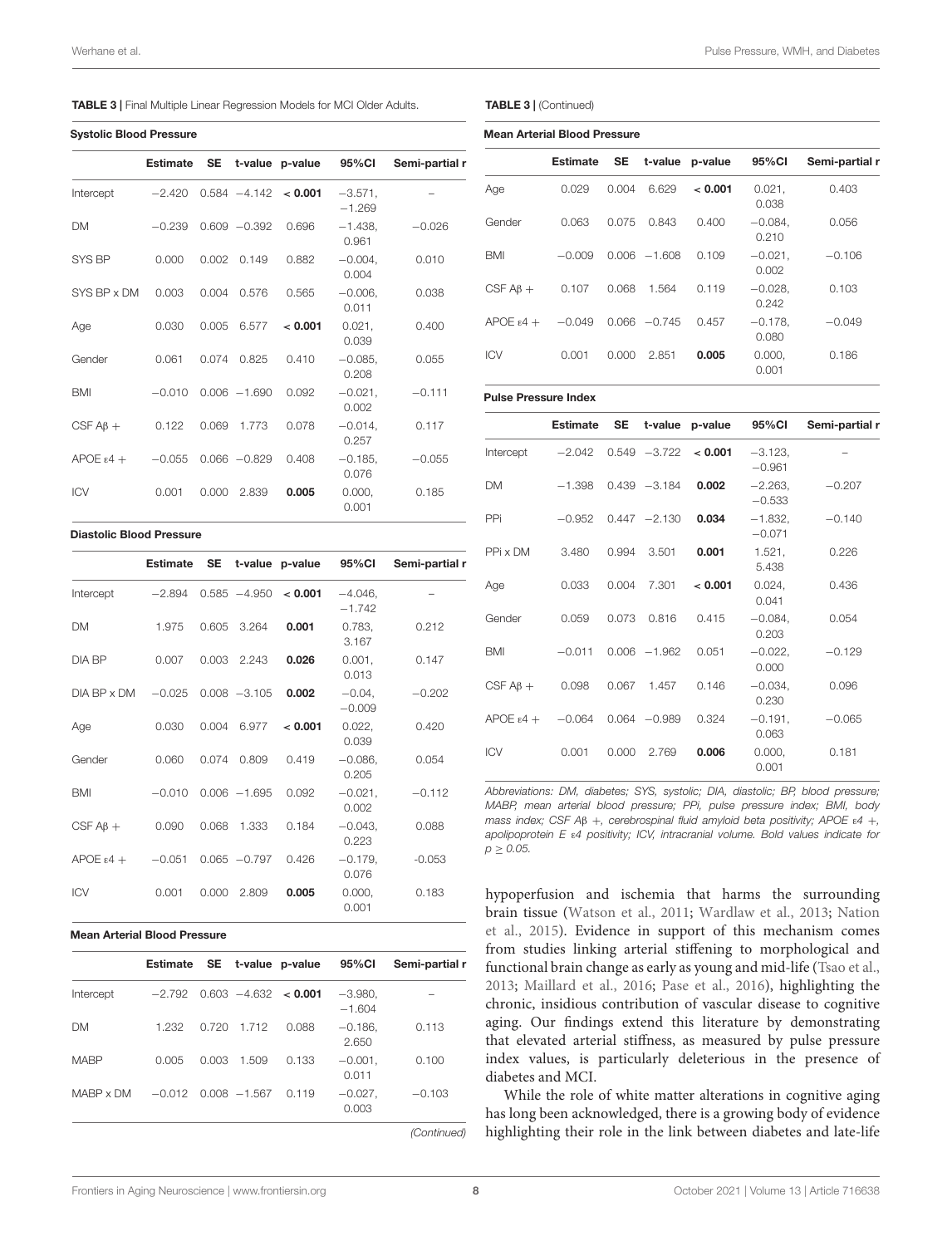**TABLE 3 |** Final Multiple Linear Regression Models for MCI Older Adults.

**Systolic Blood Pressure**

| | Estimate | SE | t-value | p-value | 95%CI | Semi-partial r |
|---|---|---|---|---|---|---|
| Intercept | −2.420 | 0.584 | −4.142 | **< 0.001** | −3.571, −1.269 | – |
| DM | −0.239 | 0.609 | −0.392 | 0.696 | −1.438, 0.961 | −0.026 |
| SYS BP | 0.000 | 0.002 | 0.149 | 0.882 | −0.004, 0.004 | 0.010 |
| SYS BP x DM | 0.003 | 0.004 | 0.576 | 0.565 | −0.006, 0.011 | 0.038 |
| Age | 0.030 | 0.005 | 6.577 | **< 0.001** | 0.021, 0.039 | 0.400 |
| Gender | 0.061 | 0.074 | 0.825 | 0.410 | −0.085, 0.208 | 0.055 |
| BMI | −0.010 | 0.006 | −1.690 | 0.092 | −0.021, 0.002 | −0.111 |
| CSF Aβ + | 0.122 | 0.069 | 1.773 | 0.078 | −0.014, 0.257 | 0.117 |
| APOE ε4 + | −0.055 | 0.066 | −0.829 | 0.408 | −0.185, 0.076 | −0.055 |
| ICV | 0.001 | 0.000 | 2.839 | **0.005** | 0.000, 0.001 | 0.185 |

**Diastolic Blood Pressure**

| | Estimate | SE | t-value | p-value | 95%CI | Semi-partial r |
|---|---|---|---|---|---|---|
| Intercept | −2.894 | 0.585 | −4.950 | **< 0.001** | −4.046, −1.742 | – |
| DM | 1.975 | 0.605 | 3.264 | **0.001** | 0.783, 3.167 | 0.212 |
| DIA BP | 0.007 | 0.003 | 2.243 | **0.026** | 0.001, 0.013 | 0.147 |
| DIA BP x DM | −0.025 | 0.008 | −3.105 | **0.002** | −0.04, −0.009 | −0.202 |
| Age | 0.030 | 0.004 | 6.977 | **< 0.001** | 0.022, 0.039 | 0.420 |
| Gender | 0.060 | 0.074 | 0.809 | 0.419 | −0.086, 0.205 | 0.054 |
| BMI | −0.010 | 0.006 | −1.695 | 0.092 | −0.021, 0.002 | −0.112 |
| CSF Aβ + | 0.090 | 0.068 | 1.333 | 0.184 | −0.043, 0.223 | 0.088 |
| APOE ε4 + | −0.051 | 0.065 | −0.797 | 0.426 | −0.179, 0.076 | -0.053 |
| ICV | 0.001 | 0.000 | 2.809 | **0.005** | 0.000, 0.001 | 0.183 |

**Mean Arterial Blood Pressure**

| | Estimate | SE | t-value | p-value | 95%CI | Semi-partial r |
|---|---|---|---|---|---|---|
| Intercept | −2.792 | 0.603 | −4.632 | **< 0.001** | −3.980, −1.604 | – |
| DM | 1.232 | 0.720 | 1.712 | 0.088 | −0.186, 2.650 | 0.113 |
| MABP | 0.005 | 0.003 | 1.509 | 0.133 | −0.001, 0.011 | 0.100 |
| MABP x DM | −0.012 | 0.008 | −1.567 | 0.119 | −0.027, 0.003 | −0.103 |
| Age | 0.029 | 0.004 | 6.629 | **< 0.001** | 0.021, 0.038 | 0.403 |
| Gender | 0.063 | 0.075 | 0.843 | 0.400 | −0.084, 0.210 | 0.056 |
| BMI | −0.009 | 0.006 | −1.608 | 0.109 | −0.021, 0.002 | −0.106 |
| CSF Aβ + | 0.107 | 0.068 | 1.564 | 0.119 | −0.028, 0.242 | 0.103 |
| APOE ε4 + | −0.049 | 0.066 | −0.745 | 0.457 | −0.178, 0.080 | −0.049 |
| ICV | 0.001 | 0.000 | 2.851 | **0.005** | 0.000, 0.001 | 0.186 |

**Pulse Pressure Index**

| | Estimate | SE | t-value | p-value | 95%CI | Semi-partial r |
|---|---|---|---|---|---|---|
| Intercept | −2.042 | 0.549 | −3.722 | **< 0.001** | −3.123, −0.961 | – |
| DM | −1.398 | 0.439 | −3.184 | **0.002** | −2.263, −0.533 | −0.207 |
| PPi | −0.952 | 0.447 | −2.130 | **0.034** | −1.832, −0.071 | −0.140 |
| PPi x DM | 3.480 | 0.994 | 3.501 | **0.001** | 1.521, 5.438 | 0.226 |
| Age | 0.033 | 0.004 | 7.301 | **< 0.001** | 0.024, 0.041 | 0.436 |
| Gender | 0.059 | 0.073 | 0.816 | 0.415 | −0.084, 0.203 | 0.054 |
| BMI | −0.011 | 0.006 | −1.962 | 0.051 | −0.022, 0.000 | −0.129 |
| CSF Aβ + | 0.098 | 0.067 | 1.457 | 0.146 | −0.034, 0.230 | 0.096 |
| APOE ε4 + | −0.064 | 0.064 | −0.989 | 0.324 | −0.191, 0.063 | −0.065 |
| ICV | 0.001 | 0.000 | 2.769 | **0.006** | 0.000, 0.001 | 0.181 |

*Abbreviations: DM, diabetes; SYS, systolic; DIA, diastolic; BP, blood pressure; MABP, mean arterial blood pressure; PPi, pulse pressure index; BMI, body mass index; CSF Aβ +, cerebrospinal fluid amyloid beta positivity; APOE ε4 +, apolipoprotein E ε4 positivity; ICV, intracranial volume. Bold values indicate for $p \geq 0.05$.*

hypoperfusion and ischemia that harms the surrounding brain tissue (Watson et al., 2011; Wardlaw et al., 2013; Nation et al., 2015). Evidence in support of this mechanism comes from studies linking arterial stiffening to morphological and functional brain change as early as young and mid-life (Tsao et al., 2013; Maillard et al., 2016; Pase et al., 2016), highlighting the chronic, insidious contribution of vascular disease to cognitive aging. Our findings extend this literature by demonstrating that elevated arterial stiffness, as measured by pulse pressure index values, is particularly deleterious in the presence of diabetes and MCI.

While the role of white matter alterations in cognitive aging has long been acknowledged, there is a growing body of evidence highlighting their role in the link between diabetes and late-life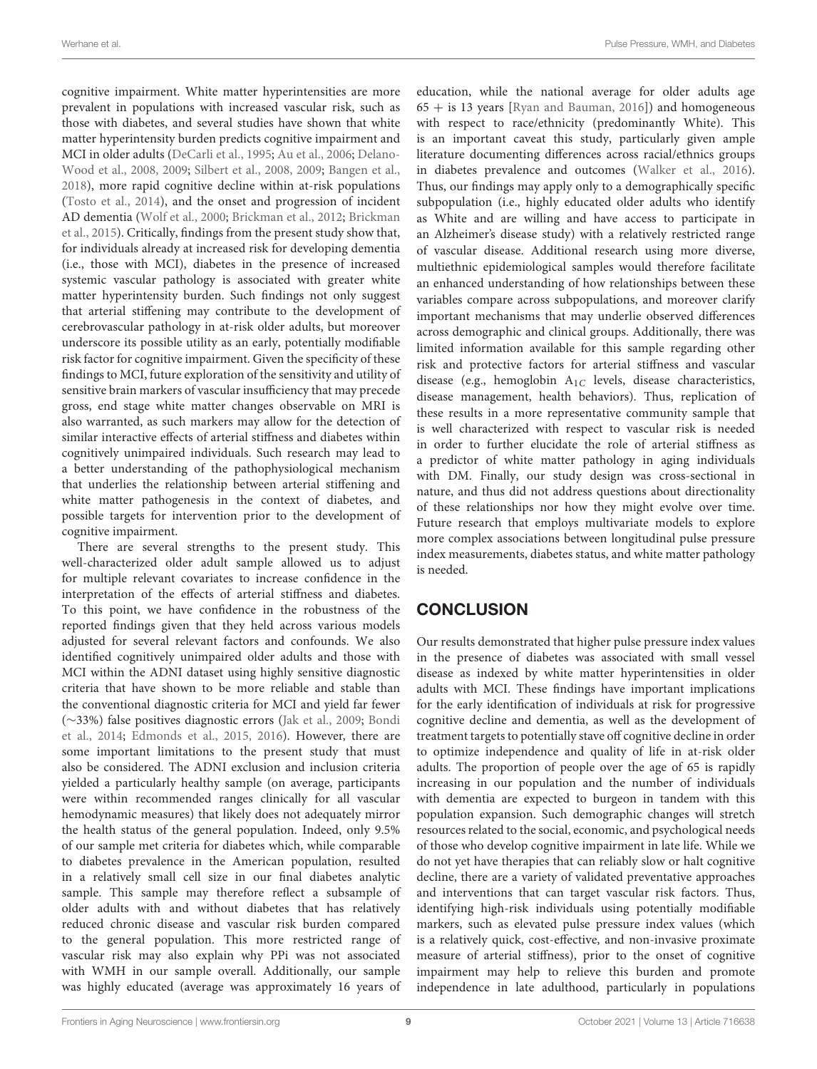cognitive impairment. White matter hyperintensities are more prevalent in populations with increased vascular risk, such as those with diabetes, and several studies have shown that white matter hyperintensity burden predicts cognitive impairment and MCI in older adults (DeCarli et al., 1995; Au et al., 2006; Delano-Wood et al., 2008, 2009; Silbert et al., 2008, 2009; Bangen et al., 2018), more rapid cognitive decline within at-risk populations (Tosto et al., 2014), and the onset and progression of incident AD dementia (Wolf et al., 2000; Brickman et al., 2012; Brickman et al., 2015). Critically, findings from the present study show that, for individuals already at increased risk for developing dementia (i.e., those with MCI), diabetes in the presence of increased systemic vascular pathology is associated with greater white matter hyperintensity burden. Such findings not only suggest that arterial stiffening may contribute to the development of cerebrovascular pathology in at-risk older adults, but moreover underscore its possible utility as an early, potentially modifiable risk factor for cognitive impairment. Given the specificity of these findings to MCI, future exploration of the sensitivity and utility of sensitive brain markers of vascular insufficiency that may precede gross, end stage white matter changes observable on MRI is also warranted, as such markers may allow for the detection of similar interactive effects of arterial stiffness and diabetes within cognitively unimpaired individuals. Such research may lead to a better understanding of the pathophysiological mechanism that underlies the relationship between arterial stiffening and white matter pathogenesis in the context of diabetes, and possible targets for intervention prior to the development of cognitive impairment.

There are several strengths to the present study. This well-characterized older adult sample allowed us to adjust for multiple relevant covariates to increase confidence in the interpretation of the effects of arterial stiffness and diabetes. To this point, we have confidence in the robustness of the reported findings given that they held across various models adjusted for several relevant factors and confounds. We also identified cognitively unimpaired older adults and those with MCI within the ADNI dataset using highly sensitive diagnostic criteria that have shown to be more reliable and stable than the conventional diagnostic criteria for MCI and yield far fewer (∼33%) false positives diagnostic errors (Jak et al., 2009; Bondi et al., 2014; Edmonds et al., 2015, 2016). However, there are some important limitations to the present study that must also be considered. The ADNI exclusion and inclusion criteria yielded a particularly healthy sample (on average, participants were within recommended ranges clinically for all vascular hemodynamic measures) that likely does not adequately mirror the health status of the general population. Indeed, only 9.5% of our sample met criteria for diabetes which, while comparable to diabetes prevalence in the American population, resulted in a relatively small cell size in our final diabetes analytic sample. This sample may therefore reflect a subsample of older adults with and without diabetes that has relatively reduced chronic disease and vascular risk burden compared to the general population. This more restricted range of vascular risk may also explain why PPi was not associated with WMH in our sample overall. Additionally, our sample was highly educated (average was approximately 16 years of education, while the national average for older adults age 65 + is 13 years [Ryan and Bauman, 2016]) and homogeneous with respect to race/ethnicity (predominantly White). This is an important caveat this study, particularly given ample literature documenting differences across racial/ethnics groups in diabetes prevalence and outcomes (Walker et al., 2016). Thus, our findings may apply only to a demographically specific subpopulation (i.e., highly educated older adults who identify as White and are willing and have access to participate in an Alzheimer's disease study) with a relatively restricted range of vascular disease. Additional research using more diverse, multiethnic epidemiological samples would therefore facilitate an enhanced understanding of how relationships between these variables compare across subpopulations, and moreover clarify important mechanisms that may underlie observed differences across demographic and clinical groups. Additionally, there was limited information available for this sample regarding other risk and protective factors for arterial stiffness and vascular disease (e.g., hemoglobin $A_{1C}$ levels, disease characteristics, disease management, health behaviors). Thus, replication of these results in a more representative community sample that is well characterized with respect to vascular risk is needed in order to further elucidate the role of arterial stiffness as a predictor of white matter pathology in aging individuals with DM. Finally, our study design was cross-sectional in nature, and thus did not address questions about directionality of these relationships nor how they might evolve over time. Future research that employs multivariate models to explore more complex associations between longitudinal pulse pressure index measurements, diabetes status, and white matter pathology is needed.

## CONCLUSION

Our results demonstrated that higher pulse pressure index values in the presence of diabetes was associated with small vessel disease as indexed by white matter hyperintensities in older adults with MCI. These findings have important implications for the early identification of individuals at risk for progressive cognitive decline and dementia, as well as the development of treatment targets to potentially stave off cognitive decline in order to optimize independence and quality of life in at-risk older adults. The proportion of people over the age of 65 is rapidly increasing in our population and the number of individuals with dementia are expected to burgeon in tandem with this population expansion. Such demographic changes will stretch resources related to the social, economic, and psychological needs of those who develop cognitive impairment in late life. While we do not yet have therapies that can reliably slow or halt cognitive decline, there are a variety of validated preventative approaches and interventions that can target vascular risk factors. Thus, identifying high-risk individuals using potentially modifiable markers, such as elevated pulse pressure index values (which is a relatively quick, cost-effective, and non-invasive proximate measure of arterial stiffness), prior to the onset of cognitive impairment may help to relieve this burden and promote independence in late adulthood, particularly in populations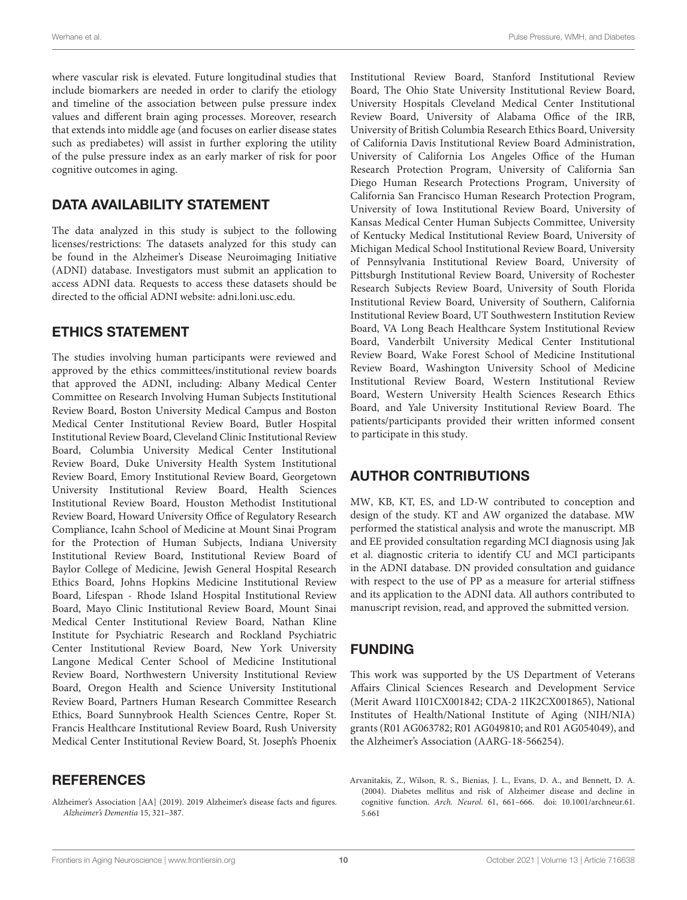where vascular risk is elevated. Future longitudinal studies that include biomarkers are needed in order to clarify the etiology and timeline of the association between pulse pressure index values and different brain aging processes. Moreover, research that extends into middle age (and focuses on earlier disease states such as prediabetes) will assist in further exploring the utility of the pulse pressure index as an early marker of risk for poor cognitive outcomes in aging.

## DATA AVAILABILITY STATEMENT

The data analyzed in this study is subject to the following licenses/restrictions: The datasets analyzed for this study can be found in the Alzheimer's Disease Neuroimaging Initiative (ADNI) database. Investigators must submit an application to access ADNI data. Requests to access these datasets should be directed to the official ADNI website: adni.loni.usc.edu.

## ETHICS STATEMENT

The studies involving human participants were reviewed and approved by the ethics committees/institutional review boards that approved the ADNI, including: Albany Medical Center Committee on Research Involving Human Subjects Institutional Review Board, Boston University Medical Campus and Boston Medical Center Institutional Review Board, Butler Hospital Institutional Review Board, Cleveland Clinic Institutional Review Board, Columbia University Medical Center Institutional Review Board, Duke University Health System Institutional Review Board, Emory Institutional Review Board, Georgetown University Institutional Review Board, Health Sciences Institutional Review Board, Houston Methodist Institutional Review Board, Howard University Office of Regulatory Research Compliance, Icahn School of Medicine at Mount Sinai Program for the Protection of Human Subjects, Indiana University Institutional Review Board, Institutional Review Board of Baylor College of Medicine, Jewish General Hospital Research Ethics Board, Johns Hopkins Medicine Institutional Review Board, Lifespan - Rhode Island Hospital Institutional Review Board, Mayo Clinic Institutional Review Board, Mount Sinai Medical Center Institutional Review Board, Nathan Kline Institute for Psychiatric Research and Rockland Psychiatric Center Institutional Review Board, New York University Langone Medical Center School of Medicine Institutional Review Board, Northwestern University Institutional Review Board, Oregon Health and Science University Institutional Review Board, Partners Human Research Committee Research Ethics, Board Sunnybrook Health Sciences Centre, Roper St. Francis Healthcare Institutional Review Board, Rush University Medical Center Institutional Review Board, St. Joseph's Phoenix Institutional Review Board, Stanford Institutional Review Board, The Ohio State University Institutional Review Board, University Hospitals Cleveland Medical Center Institutional Review Board, University of Alabama Office of the IRB, University of British Columbia Research Ethics Board, University of California Davis Institutional Review Board Administration, University of California Los Angeles Office of the Human Research Protection Program, University of California San Diego Human Research Protections Program, University of California San Francisco Human Research Protection Program, University of Iowa Institutional Review Board, University of Kansas Medical Center Human Subjects Committee, University of Kentucky Medical Institutional Review Board, University of Michigan Medical School Institutional Review Board, University of Pennsylvania Institutional Review Board, University of Pittsburgh Institutional Review Board, University of Rochester Research Subjects Review Board, University of South Florida Institutional Review Board, University of Southern, California Institutional Review Board, UT Southwestern Institution Review Board, VA Long Beach Healthcare System Institutional Review Board, Vanderbilt University Medical Center Institutional Review Board, Wake Forest School of Medicine Institutional Review Board, Washington University School of Medicine Institutional Review Board, Western Institutional Review Board, Western University Health Sciences Research Ethics Board, and Yale University Institutional Review Board. The patients/participants provided their written informed consent to participate in this study.

## AUTHOR CONTRIBUTIONS

MW, KB, KT, ES, and LD-W contributed to conception and design of the study. KT and AW organized the database. MW performed the statistical analysis and wrote the manuscript. MB and EE provided consultation regarding MCI diagnosis using Jak et al. diagnostic criteria to identify CU and MCI participants in the ADNI database. DN provided consultation and guidance with respect to the use of PP as a measure for arterial stiffness and its application to the ADNI data. All authors contributed to manuscript revision, read, and approved the submitted version.

## FUNDING

This work was supported by the US Department of Veterans Affairs Clinical Sciences Research and Development Service (Merit Award 1I01CX001842; CDA-2 1IK2CX001865), National Institutes of Health/National Institute of Aging (NIH/NIA) grants (R01 AG063782; R01 AG049810; and R01 AG054049), and the Alzheimer's Association (AARG-18-566254).

## REFERENCES

Alzheimer's Association [AA] (2019). 2019 Alzheimer's disease facts and figures. *Alzheimer's Dementia* 15, 321–387.

Arvanitakis, Z., Wilson, R. S., Bienias, J. L., Evans, D. A., and Bennett, D. A. (2004). Diabetes mellitus and risk of Alzheimer disease and decline in cognitive function. *Arch. Neurol.* 61, 661–666. doi: 10.1001/archneur.61.5.661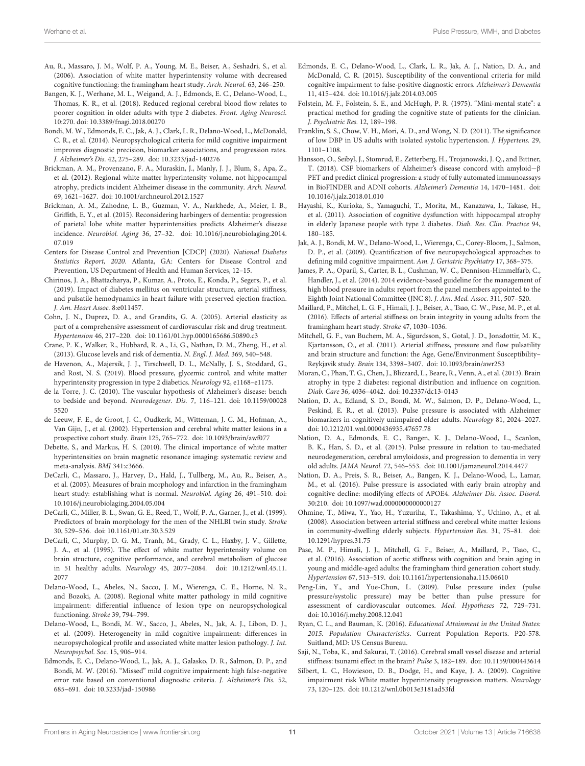Au, R., Massaro, J. M., Wolf, P. A., Young, M. E., Beiser, A., Seshadri, S., et al. (2006). Association of white matter hyperintensity volume with decreased cognitive functioning: the framingham heart study. *Arch. Neurol.* 63, 246–250.

Bangen, K. J., Werhane, M. L., Weigand, A. J., Edmonds, E. C., Delano-Wood, L., Thomas, K. R., et al. (2018). Reduced regional cerebral blood flow relates to poorer cognition in older adults with type 2 diabetes. *Front. Aging Neurosci.* 10:270. doi: 10.3389/fnagi.2018.00270

Bondi, M. W., Edmonds, E. C., Jak, A. J., Clark, L. R., Delano-Wood, L., McDonald, C. R., et al. (2014). Neuropsychological criteria for mild cognitive impairment improves diagnostic precision, biomarker associations, and progression rates. *J. Alzheimer's Dis.* 42, 275–289. doi: 10.3233/jad-140276

Brickman, A. M., Provenzano, F. A., Muraskin, J., Manly, J. J., Blum, S., Apa, Z., et al. (2012). Regional white matter hyperintensity volume, not hippocampal atrophy, predicts incident Alzheimer disease in the community. *Arch. Neurol.* 69, 1621–1627. doi: 10.1001/archneurol.2012.1527

Brickman, A. M., Zahodne, L. B., Guzman, V. A., Narkhede, A., Meier, I. B., Griffith, E. Y., et al. (2015). Reconsidering harbingers of dementia: progression of parietal lobe white matter hyperintensities predicts Alzheimer's disease incidence. *Neurobiol. Aging* 36, 27–32. doi: 10.1016/j.neurobiolaging.2014.07.019

Centers for Disease Control and Prevention [CDCP] (2020). *National Diabetes Statistics Report, 2020.* Atlanta, GA: Centers for Disease Control and Prevention, US Department of Health and Human Services, 12–15.

Chirinos, J. A., Bhattacharya, P., Kumar, A., Proto, E., Konda, P., Segers, P., et al. (2019). Impact of diabetes mellitus on ventricular structure, arterial stiffness, and pulsatile hemodynamics in heart failure with preserved ejection fraction. *J. Am. Heart Assoc.* 8:e011457.

Cohn, J. N., Duprez, D. A., and Grandits, G. A. (2005). Arterial elasticity as part of a comprehensive assessment of cardiovascular risk and drug treatment. *Hypertension* 46, 217–220. doi: 10.1161/01.hyp.0000165686.50890.c3

Crane, P. K., Walker, R., Hubbard, R. A., Li, G., Nathan, D. M., Zheng, H., et al. (2013). Glucose levels and risk of dementia. *N. Engl. J. Med.* 369, 540–548.

de Havenon, A., Majersik, J. J., Tirschwell, D. L., McNally, J. S., Stoddard, G., and Rost, N. S. (2019). Blood pressure, glycemic control, and white matter hyperintensity progression in type 2 diabetics. *Neurology* 92, e1168–e1175.

de la Torre, J. C. (2010). The vascular hypothesis of Alzheimer's disease: bench to bedside and beyond. *Neurodegener. Dis.* 7, 116–121. doi: 10.1159/000285520

de Leeuw, F. E., de Groot, J. C., Oudkerk, M., Witteman, J. C. M., Hofman, A., Van Gijn, J., et al. (2002). Hypertension and cerebral white matter lesions in a prospective cohort study. *Brain* 125, 765–772. doi: 10.1093/brain/awf077

Debette, S., and Markus, H. S. (2010). The clinical importance of white matter hyperintensities on brain magnetic resonance imaging: systematic review and meta-analysis. *BMJ* 341:c3666.

DeCarli, C., Massaro, J., Harvey, D., Hald, J., Tullberg, M., Au, R., Beiser, A., et al. (2005). Measures of brain morphology and infarction in the framingham heart study: establishing what is normal. *Neurobiol. Aging* 26, 491–510. doi: 10.1016/j.neurobiolaging.2004.05.004

DeCarli, C., Miller, B. L., Swan, G. E., Reed, T., Wolf, P. A., Garner, J., et al. (1999). Predictors of brain morphology for the men of the NHLBI twin study. *Stroke* 30, 529–536. doi: 10.1161/01.str.30.3.529

DeCarli, C., Murphy, D. G. M., Tranh, M., Grady, C. L., Haxby, J. V., Gillette, J. A., et al. (1995). The effect of white matter hyperintensity volume on brain structure, cognitive performance, and cerebral metabolism of glucose in 51 healthy adults. *Neurology* 45, 2077–2084. doi: 10.1212/wnl.45.11.2077

Delano-Wood, L., Abeles, N., Sacco, J. M., Wierenga, C. E., Horne, N. R., and Bozoki, A. (2008). Regional white matter pathology in mild cognitive impairment: differential influence of lesion type on neuropsychological functioning. *Stroke* 39, 794–799.

Delano-Wood, L., Bondi, M. W., Sacco, J., Abeles, N., Jak, A. J., Libon, D. J., et al. (2009). Heterogeneity in mild cognitive impairment: differences in neuropsychological profile and associated white matter lesion pathology. *J. Int. Neuropsychol. Soc.* 15, 906–914.

Edmonds, E. C., Delano-Wood, L., Jak, A. J., Galasko, D. R., Salmon, D. P., and Bondi, M. W. (2016). "Missed" mild cognitive impairment: high false-negative error rate based on conventional diagnostic criteria. *J. Alzheimer's Dis.* 52, 685–691. doi: 10.3233/jad-150986

Edmonds, E. C., Delano-Wood, L., Clark, L. R., Jak, A. J., Nation, D. A., and McDonald, C. R. (2015). Susceptibility of the conventional criteria for mild cognitive impairment to false-positive diagnostic errors. *Alzheimer's Dementia* 11, 415–424. doi: 10.1016/j.jalz.2014.03.005

Folstein, M. F., Folstein, S. E., and McHugh, P. R. (1975). "Mini-mental state": a practical method for grading the cognitive state of patients for the clinician. *J. Psychiatric Res.* 12, 189–198.

Franklin, S. S., Chow, V. H., Mori, A. D., and Wong, N. D. (2011). The significance of low DBP in US adults with isolated systolic hypertension. *J. Hypertens.* 29, 1101–1108.

Hansson, O., Seibyl, J., Stomrud, E., Zetterberg, H., Trojanowski, J. Q., and Bittner, T. (2018). CSF biomarkers of Alzheimer's disease concord with amyloid−β PET and predict clinical progression: a study of fully automated immunoassays in BioFINDER and ADNI cohorts. *Alzheimer's Dementia* 14, 1470–1481. doi: 10.1016/j.jalz.2018.01.010

Hayashi, K., Kurioka, S., Yamaguchi, T., Morita, M., Kanazawa, I., Takase, H., et al. (2011). Association of cognitive dysfunction with hippocampal atrophy in elderly Japanese people with type 2 diabetes. *Diab. Res. Clin. Practice* 94, 180–185.

Jak, A. J., Bondi, M. W., Delano-Wood, L., Wierenga, C., Corey-Bloom, J., Salmon, D. P., et al. (2009). Quantification of five neuropsychological approaches to defining mild cognitive impairment. *Am. J. Geriatric Psychiatry* 17, 368–375.

James, P. A., Oparil, S., Carter, B. L., Cushman, W. C., Dennison-Himmelfarb, C., Handler, J., et al. (2014). 2014 evidence-based guideline for the management of high blood pressure in adults: report from the panel members appointed to the Eighth Joint National Committee (JNC 8). *J. Am. Med. Assoc.* 311, 507–520.

Maillard, P., Mitchel, L. G. F., Himali, J. J., Beiser, A., Tsao, C. W., Pase, M. P., et al. (2016). Effects of arterial stiffness on brain integrity in young adults from the framingham heart study. *Stroke* 47, 1030–1036.

Mitchell, G. F., van Buchem, M. A., Sigurdsson, S., Gotal, J. D., Jonsdottir, M. K., Kjartansson, O., et al. (2011). Arterial stiffness, pressure and flow pulsatility and brain structure and function: the Age, Gene/Environment Susceptibility–Reykjavik study. *Brain* 134, 3398–3407. doi: 10.1093/brain/awr253

Moran, C., Phan, T. G., Chen, J., Blizzard, L., Beare, R., Venn, A., et al. (2013). Brain atrophy in type 2 diabetes: regional distribution and influence on cognition. *Diab. Care* 36, 4036–4042. doi: 10.2337/dc13-0143

Nation, D. A., Edland, S. D., Bondi, M. W., Salmon, D. P., Delano-Wood, L., Peskind, E. R., et al. (2013). Pulse pressure is associated with Alzheimer biomarkers in cognitively unimpaired older adults. *Neurology* 81, 2024–2027. doi: 10.1212/01.wnl.0000436935.47657.78

Nation, D. A., Edmonds, E. C., Bangen, K. J., Delano-Wood, L., Scanlon, B. K., Han, S. D., et al. (2015). Pulse pressure in relation to tau-mediated neurodegeneration, cerebral amyloidosis, and progression to dementia in very old adults. *JAMA Neurol.* 72, 546–553. doi: 10.1001/jamaneurol.2014.4477

Nation, D. A., Preis, S. R., Beiser, A., Bangen, K. J., Delano-Wood, L., Lamar, M., et al. (2016). Pulse pressure is associated with early brain atrophy and cognitive decline: modifying effects of APOE4. *Alzheimer Dis. Assoc. Disord.* 30:210. doi: 10.1097/wad.0000000000000127

Ohmine, T., Miwa, Y., Yao, H., Yuzuriha, T., Takashima, Y., Uchino, A., et al. (2008). Association between arterial stiffness and cerebral white matter lesions in community-dwelling elderly subjects. *Hypertension Res.* 31, 75–81. doi: 10.1291/hypres.31.75

Pase, M. P., Himali, J. J., Mitchell, G. F., Beiser, A., Maillard, P., Tsao, C., et al. (2016). Association of aortic stiffness with cognition and brain aging in young and middle-aged adults: the framingham third generation cohort study. *Hypertension* 67, 513–519. doi: 10.1161/hypertensionaha.115.06610

Peng-Lin, Y., and Yue-Chun, L. (2009). Pulse pressure index (pulse pressure/systolic pressure) may be better than pulse pressure for assessment of cardiovascular outcomes. *Med. Hypotheses* 72, 729–731. doi: 10.1016/j.mehy.2008.12.041

Ryan, C. L., and Bauman, K. (2016). *Educational Attainment in the United States: 2015. Population Characteristics.* Current Population Reports. P20-578. Suitland, MD: US Census Bureau.

Saji, N., Toba, K., and Sakurai, T. (2016). Cerebral small vessel disease and arterial stiffness: tsunami effect in the brain? *Pulse* 3, 182–189. doi: 10.1159/000443614

Silbert, L. C., Howieson, D. B., Dodge, H., and Kaye, J. A. (2009). Cognitive impairment risk White matter hyperintensity progression matters. *Neurology* 73, 120–125. doi: 10.1212/wnl.0b013e3181ad53fd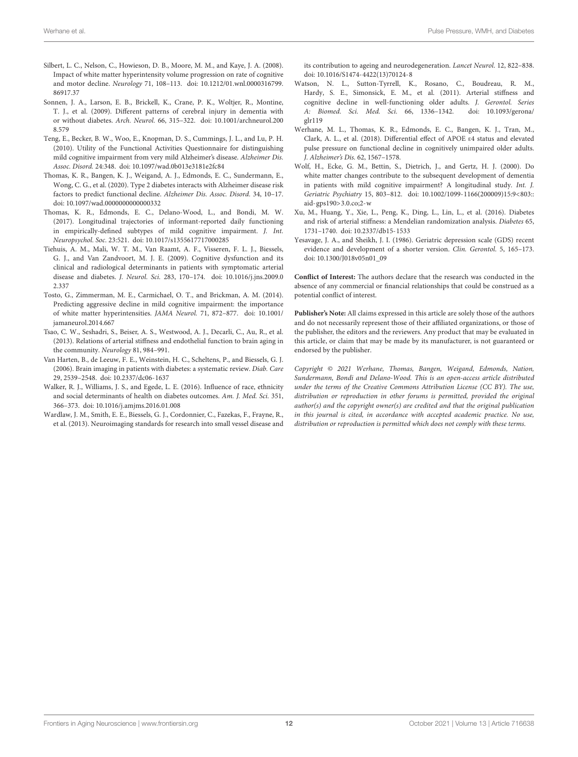Silbert, L. C., Nelson, C., Howieson, D. B., Moore, M. M., and Kaye, J. A. (2008). Impact of white matter hyperintensity volume progression on rate of cognitive and motor decline. *Neurology* 71, 108–113. doi: 10.1212/01.wnl.0000316799.86917.37

Sonnen, J. A., Larson, E. B., Brickell, K., Crane, P. K., Woltjer, R., Montine, T. J., et al. (2009). Different patterns of cerebral injury in dementia with or without diabetes. *Arch. Neurol.* 66, 315–322. doi: 10.1001/archneurol.2008.579

Teng, E., Becker, B. W., Woo, E., Knopman, D. S., Cummings, J. L., and Lu, P. H. (2010). Utility of the Functional Activities Questionnaire for distinguishing mild cognitive impairment from very mild Alzheimer's disease. *Alzheimer Dis. Assoc. Disord.* 24:348. doi: 10.1097/wad.0b013e3181e2fc84

Thomas, K. R., Bangen, K. J., Weigand, A. J., Edmonds, E. C., Sundermann, E., Wong, C. G., et al. (2020). Type 2 diabetes interacts with Alzheimer disease risk factors to predict functional decline. *Alzheimer Dis. Assoc. Disord.* 34, 10–17. doi: 10.1097/wad.0000000000000332

Thomas, K. R., Edmonds, E. C., Delano-Wood, L., and Bondi, M. W. (2017). Longitudinal trajectories of informant-reported daily functioning in empirically-defined subtypes of mild cognitive impairment. *J. Int. Neuropsychol. Soc.* 23:521. doi: 10.1017/s1355617717000285

Tiehuis, A. M., Mali, W. T. M., Van Raamt, A. F., Visseren, F. L. J., Biessels, G. J., and Van Zandvoort, M. J. E. (2009). Cognitive dysfunction and its clinical and radiological determinants in patients with symptomatic arterial disease and diabetes. *J. Neurol. Sci.* 283, 170–174. doi: 10.1016/j.jns.2009.02.337

Tosto, G., Zimmerman, M. E., Carmichael, O. T., and Brickman, A. M. (2014). Predicting aggressive decline in mild cognitive impairment: the importance of white matter hyperintensities. *JAMA Neurol.* 71, 872–877. doi: 10.1001/jamaneurol.2014.667

Tsao, C. W., Seshadri, S., Beiser, A. S., Westwood, A. J., Decarli, C., Au, R., et al. (2013). Relations of arterial stiffness and endothelial function to brain aging in the community. *Neurology* 81, 984–991.

Van Harten, B., de Leeuw, F. E., Weinstein, H. C., Scheltens, P., and Biessels, G. J. (2006). Brain imaging in patients with diabetes: a systematic review. *Diab. Care* 29, 2539–2548. doi: 10.2337/dc06-1637

Walker, R. J., Williams, J. S., and Egede, L. E. (2016). Influence of race, ethnicity and social determinants of health on diabetes outcomes. *Am. J. Med. Sci.* 351, 366–373. doi: 10.1016/j.amjms.2016.01.008

Wardlaw, J. M., Smith, E. E., Biessels, G. J., Cordonnier, C., Fazekas, F., Frayne, R., et al. (2013). Neuroimaging standards for research into small vessel disease and its contribution to ageing and neurodegeneration. *Lancet Neurol.* 12, 822–838. doi: 10.1016/S1474-4422(13)70124-8

Watson, N. L., Sutton-Tyrrell, K., Rosano, C., Boudreau, R. M., Hardy, S. E., Simonsick, E. M., et al. (2011). Arterial stiffness and cognitive decline in well-functioning older adults. *J. Gerontol. Series A: Biomed. Sci. Med. Sci.* 66, 1336–1342. doi: 10.1093/gerona/glr119

Werhane, M. L., Thomas, K. R., Edmonds, E. C., Bangen, K. J., Tran, M., Clark, A. L., et al. (2018). Differential effect of APOE ε4 status and elevated pulse pressure on functional decline in cognitively unimpaired older adults. *J. Alzheimer's Dis.* 62, 1567–1578.

Wolf, H., Ecke, G. M., Bettin, S., Dietrich, J., and Gertz, H. J. (2000). Do white matter changes contribute to the subsequent development of dementia in patients with mild cognitive impairment? A longitudinal study. *Int. J. Geriatric Psychiatry* 15, 803–812. doi: 10.1002/1099-1166(200009)15:9<803::aid-gps190>3.0.co;2-w

Xu, M., Huang, Y., Xie, L., Peng, K., Ding, L., Lin, L., et al. (2016). Diabetes and risk of arterial stiffness: a Mendelian randomization analysis. *Diabetes* 65, 1731–1740. doi: 10.2337/db15-1533

Yesavage, J. A., and Sheikh, J. I. (1986). Geriatric depression scale (GDS) recent evidence and development of a shorter version. *Clin. Gerontol.* 5, 165–173. doi: 10.1300/J018v05n01_09

**Conflict of Interest:** The authors declare that the research was conducted in the absence of any commercial or financial relationships that could be construed as a potential conflict of interest.

**Publisher's Note:** All claims expressed in this article are solely those of the authors and do not necessarily represent those of their affiliated organizations, or those of the publisher, the editors and the reviewers. Any product that may be evaluated in this article, or claim that may be made by its manufacturer, is not guaranteed or endorsed by the publisher.

*Copyright © 2021 Werhane, Thomas, Bangen, Weigand, Edmonds, Nation, Sundermann, Bondi and Delano-Wood. This is an open-access article distributed under the terms of the Creative Commons Attribution License (CC BY). The use, distribution or reproduction in other forums is permitted, provided the original author(s) and the copyright owner(s) are credited and that the original publication in this journal is cited, in accordance with accepted academic practice. No use, distribution or reproduction is permitted which does not comply with these terms.*